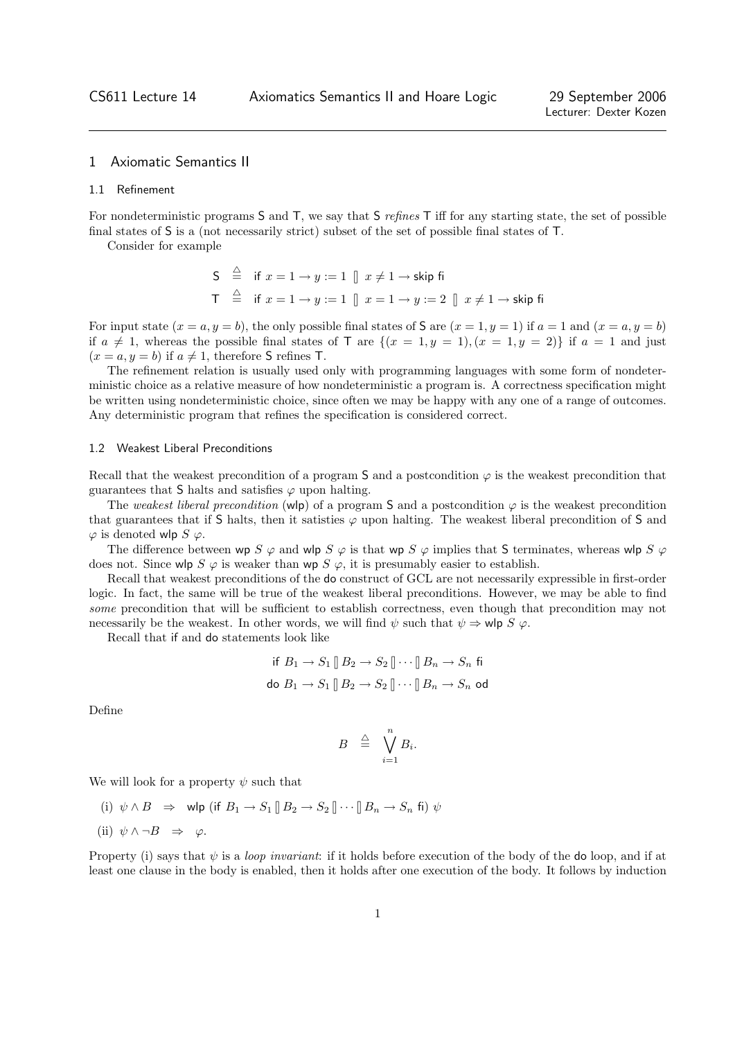CS611 Lecture 14 | Axiomatics Semantics II and Hoare Logic | 29 September 2006
Lecturer: Dexter Kozen

# 1 Axiomatic Semantics II

## 1.1 Refinement

For nondeterministic programs S and T, we say that S *refines* T iff for any starting state, the set of possible final states of S is a (not necessarily strict) subset of the set of possible final states of T.

Consider for example

$$\mathsf{S} \;\stackrel{\triangle}{=}\; \mathsf{if}\ x = 1 \rightarrow y := 1 \ [\!]\ x \neq 1 \rightarrow \mathsf{skip}\ \mathsf{fi}$$

$$\mathsf{T} \;\stackrel{\triangle}{=}\; \mathsf{if}\ x = 1 \rightarrow y := 1 \ [\!]\ x = 1 \rightarrow y := 2 \ [\!]\ x \neq 1 \rightarrow \mathsf{skip}\ \mathsf{fi}$$

For input state $(x = a, y = b)$, the only possible final states of S are $(x = 1, y = 1)$ if $a = 1$ and $(x = a, y = b)$ if $a \neq 1$, whereas the possible final states of T are $\{(x = 1, y = 1), (x = 1, y = 2)\}$ if $a = 1$ and just $(x = a, y = b)$ if $a \neq 1$, therefore S refines T.

The refinement relation is usually used only with programming languages with some form of nondeterministic choice as a relative measure of how nondeterministic a program is. A correctness specification might be written using nondeterministic choice, since often we may be happy with any one of a range of outcomes. Any deterministic program that refines the specification is considered correct.

## 1.2 Weakest Liberal Preconditions

Recall that the weakest precondition of a program S and a postcondition $\varphi$ is the weakest precondition that guarantees that S halts and satisfies $\varphi$ upon halting.

The *weakest liberal precondition* (wlp) of a program S and a postcondition $\varphi$ is the weakest precondition that guarantees that if S halts, then it satisties $\varphi$ upon halting. The weakest liberal precondition of S and $\varphi$ is denoted $\mathsf{wlp}\ S\ \varphi$.

The difference between $\mathsf{wp}\ S\ \varphi$ and $\mathsf{wlp}\ S\ \varphi$ is that $\mathsf{wp}\ S\ \varphi$ implies that S terminates, whereas $\mathsf{wlp}\ S\ \varphi$ does not. Since $\mathsf{wlp}\ S\ \varphi$ is weaker than $\mathsf{wp}\ S\ \varphi$, it is presumably easier to establish.

Recall that weakest preconditions of the do construct of GCL are not necessarily expressible in first-order logic. In fact, the same will be true of the weakest liberal preconditions. However, we may be able to find *some* precondition that will be sufficient to establish correctness, even though that precondition may not necessarily be the weakest. In other words, we will find $\psi$ such that $\psi \Rightarrow \mathsf{wlp}\ S\ \varphi$.

Recall that if and do statements look like

$$\mathsf{if}\ B_1 \rightarrow S_1 \,[\!]\, B_2 \rightarrow S_2 \,[\!]\, \cdots \,[\!]\, B_n \rightarrow S_n\ \mathsf{fi}$$

$$\mathsf{do}\ B_1 \rightarrow S_1 \,[\!]\, B_2 \rightarrow S_2 \,[\!]\, \cdots \,[\!]\, B_n \rightarrow S_n\ \mathsf{od}$$

Define

$$B \;\stackrel{\triangle}{=}\; \bigvee_{i=1}^{n} B_i.$$

We will look for a property $\psi$ such that

(i) $\psi \wedge B \;\;\Rightarrow\;\; \mathsf{wlp}\ (\mathsf{if}\ B_1 \rightarrow S_1 \,[\!]\, B_2 \rightarrow S_2 \,[\!]\, \cdots \,[\!]\, B_n \rightarrow S_n\ \mathsf{fi})\ \psi$

(ii) $\psi \wedge \neg B \;\;\Rightarrow\;\; \varphi.$

Property (i) says that $\psi$ is a *loop invariant*: if it holds before execution of the body of the do loop, and if at least one clause in the body is enabled, then it holds after one execution of the body. It follows by induction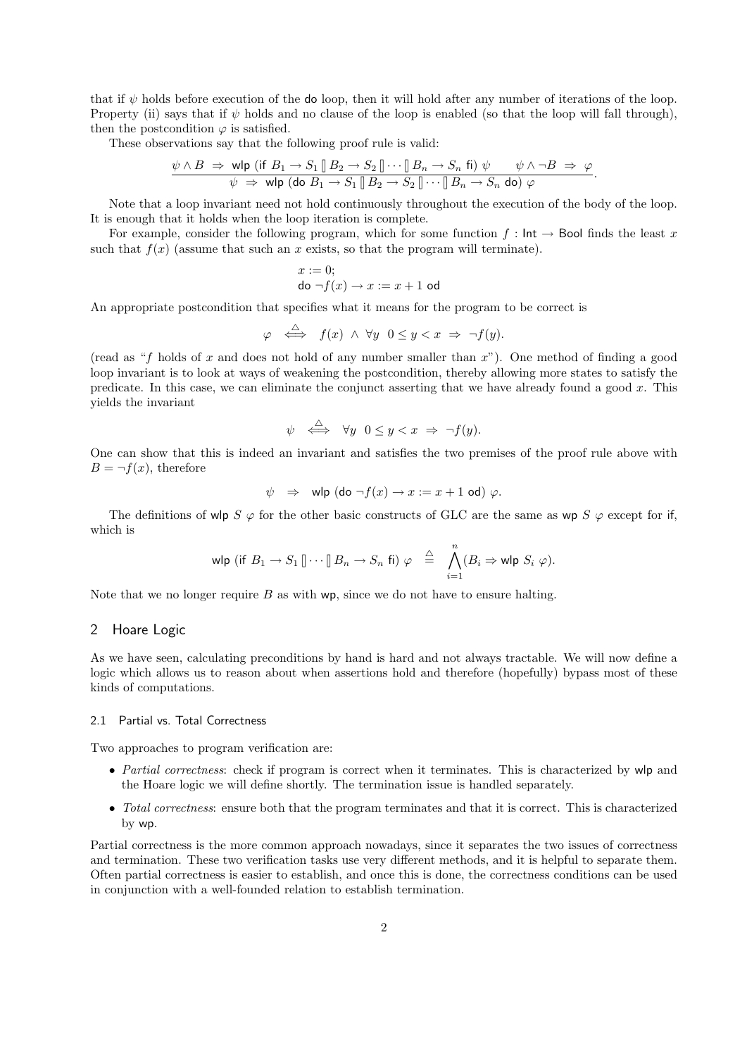that if $\psi$ holds before execution of the do loop, then it will hold after any number of iterations of the loop. Property (ii) says that if $\psi$ holds and no clause of the loop is enabled (so that the loop will fall through), then the postcondition $\varphi$ is satisfied.

These observations say that the following proof rule is valid:

$$\frac{\psi \wedge B \;\Rightarrow\; \mathsf{wlp}\ (\mathsf{if}\ B_1 \rightarrow S_1 \,[\!]\, B_2 \rightarrow S_2 \,[\!]\, \cdots \,[\!]\, B_n \rightarrow S_n\ \mathsf{fi})\ \psi \qquad \psi \wedge \neg B \;\Rightarrow\; \varphi}{\psi \;\Rightarrow\; \mathsf{wlp}\ (\mathsf{do}\ B_1 \rightarrow S_1 \,[\!]\, B_2 \rightarrow S_2 \,[\!]\, \cdots \,[\!]\, B_n \rightarrow S_n\ \mathsf{do})\ \varphi}.$$

Note that a loop invariant need not hold continuously throughout the execution of the body of the loop. It is enough that it holds when the loop iteration is complete.

For example, consider the following program, which for some function $f : \mathsf{Int} \rightarrow \mathsf{Bool}$ finds the least $x$ such that $f(x)$ (assume that such an $x$ exists, so that the program will terminate).

$$\begin{array}{l} x := 0; \\ \mathsf{do}\ \neg f(x) \rightarrow x := x + 1\ \mathsf{od} \end{array}$$

An appropriate postcondition that specifies what it means for the program to be correct is

$$\varphi \;\stackrel{\triangle}{\Longleftrightarrow}\; f(x) \;\wedge\; \forall y\;\; 0 \leq y < x \;\Rightarrow\; \neg f(y).$$

(read as "$f$ holds of $x$ and does not hold of any number smaller than $x$"). One method of finding a good loop invariant is to look at ways of weakening the postcondition, thereby allowing more states to satisfy the predicate. In this case, we can eliminate the conjunct asserting that we have already found a good $x$. This yields the invariant

$$\psi \;\stackrel{\triangle}{\Longleftrightarrow}\; \forall y\;\; 0 \leq y < x \;\Rightarrow\; \neg f(y).$$

One can show that this is indeed an invariant and satisfies the two premises of the proof rule above with $B = \neg f(x)$, therefore

$$\psi \;\;\Rightarrow\;\; \mathsf{wlp}\ (\mathsf{do}\ \neg f(x) \rightarrow x := x + 1\ \mathsf{od})\ \varphi.$$

The definitions of $\mathsf{wlp}\ S\ \varphi$ for the other basic constructs of GLC are the same as $\mathsf{wp}\ S\ \varphi$ except for if, which is

$$\mathsf{wlp}\ (\mathsf{if}\ B_1 \rightarrow S_1 \,[\!]\, \cdots \,[\!]\, B_n \rightarrow S_n\ \mathsf{fi})\ \varphi \;\;\stackrel{\triangle}{=}\;\; \bigwedge_{i=1}^{n} (B_i \Rightarrow \mathsf{wlp}\ S_i\ \varphi).$$

Note that we no longer require $B$ as with wp, since we do not have to ensure halting.

## 2 Hoare Logic

As we have seen, calculating preconditions by hand is hard and not always tractable. We will now define a logic which allows us to reason about when assertions hold and therefore (hopefully) bypass most of these kinds of computations.

### 2.1 Partial vs. Total Correctness

Two approaches to program verification are:

- *Partial correctness*: check if program is correct when it terminates. This is characterized by wlp and the Hoare logic we will define shortly. The termination issue is handled separately.
- *Total correctness*: ensure both that the program terminates and that it is correct. This is characterized by wp.

Partial correctness is the more common approach nowadays, since it separates the two issues of correctness and termination. These two verification tasks use very different methods, and it is helpful to separate them. Often partial correctness is easier to establish, and once this is done, the correctness conditions can be used in conjunction with a well-founded relation to establish termination.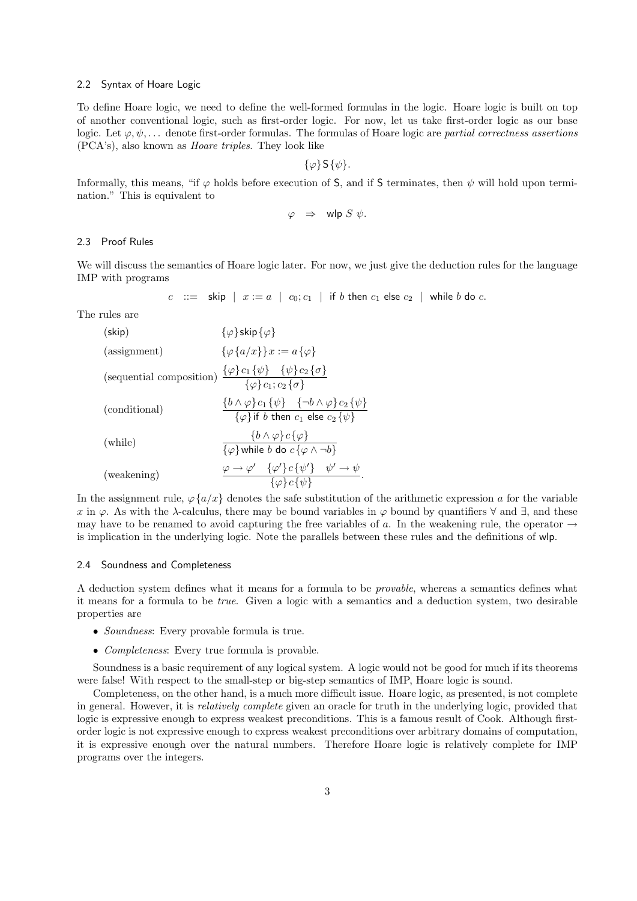### 2.2 Syntax of Hoare Logic

To define Hoare logic, we need to define the well-formed formulas in the logic. Hoare logic is built on top of another conventional logic, such as first-order logic. For now, let us take first-order logic as our base logic. Let $\varphi, \psi, \ldots$ denote first-order formulas. The formulas of Hoare logic are *partial correctness assertions* (PCA's), also known as *Hoare triples*. They look like

$$\{\varphi\}\,\mathsf{S}\,\{\psi\}.$$

Informally, this means, "if $\varphi$ holds before execution of S, and if S terminates, then $\psi$ will hold upon termination." This is equivalent to

$$\varphi \quad \Rightarrow \quad \mathsf{wlp}\ S\ \psi.$$

### 2.3 Proof Rules

We will discuss the semantics of Hoare logic later. For now, we just give the deduction rules for the language IMP with programs

$$c \quad ::= \quad \mathsf{skip} \;\mid\; x := a \;\mid\; c_0; c_1 \;\mid\; \mathsf{if}\ b\ \mathsf{then}\ c_1\ \mathsf{else}\ c_2 \;\mid\; \mathsf{while}\ b\ \mathsf{do}\ c.$$

The rules are

(skip) $\quad \{\varphi\}\,\mathsf{skip}\,\{\varphi\}$

(assignment) $\quad \{\varphi\{a/x\}\}\, x := a\, \{\varphi\}$

(sequential composition) $\quad \dfrac{\{\varphi\}\, c_1\, \{\psi\} \quad \{\psi\}\, c_2\, \{\sigma\}}{\{\varphi\}\, c_1; c_2\, \{\sigma\}}$

(conditional) $\quad \dfrac{\{b \wedge \varphi\}\, c_1\, \{\psi\} \quad \{\neg b \wedge \varphi\}\, c_2\, \{\psi\}}{\{\varphi\}\,\mathsf{if}\ b\ \mathsf{then}\ c_1\ \mathsf{else}\ c_2\, \{\psi\}}$

(while) $\quad \dfrac{\{b \wedge \varphi\}\, c\, \{\varphi\}}{\{\varphi\}\,\mathsf{while}\ b\ \mathsf{do}\ c\, \{\varphi \wedge \neg b\}}$

(weakening) $\quad \dfrac{\varphi \rightarrow \varphi' \quad \{\varphi'\}\, c\, \{\psi'\} \quad \psi' \rightarrow \psi}{\{\varphi\}\, c\, \{\psi\}}.$

In the assignment rule, $\varphi\{a/x\}$ denotes the safe substitution of the arithmetic expression $a$ for the variable $x$ in $\varphi$. As with the $\lambda$-calculus, there may be bound variables in $\varphi$ bound by quantifiers $\forall$ and $\exists$, and these may have to be renamed to avoid capturing the free variables of $a$. In the weakening rule, the operator $\rightarrow$ is implication in the underlying logic. Note the parallels between these rules and the definitions of wlp.

### 2.4 Soundness and Completeness

A deduction system defines what it means for a formula to be *provable*, whereas a semantics defines what it means for a formula to be *true*. Given a logic with a semantics and a deduction system, two desirable properties are

- *Soundness*: Every provable formula is true.
- *Completeness*: Every true formula is provable.

Soundness is a basic requirement of any logical system. A logic would not be good for much if its theorems were false! With respect to the small-step or big-step semantics of IMP, Hoare logic is sound.

Completeness, on the other hand, is a much more difficult issue. Hoare logic, as presented, is not complete in general. However, it is *relatively complete* given an oracle for truth in the underlying logic, provided that logic is expressive enough to express weakest preconditions. This is a famous result of Cook. Although first-order logic is not expressive enough to express weakest preconditions over arbitrary domains of computation, it is expressive enough over the natural numbers. Therefore Hoare logic is relatively complete for IMP programs over the integers.